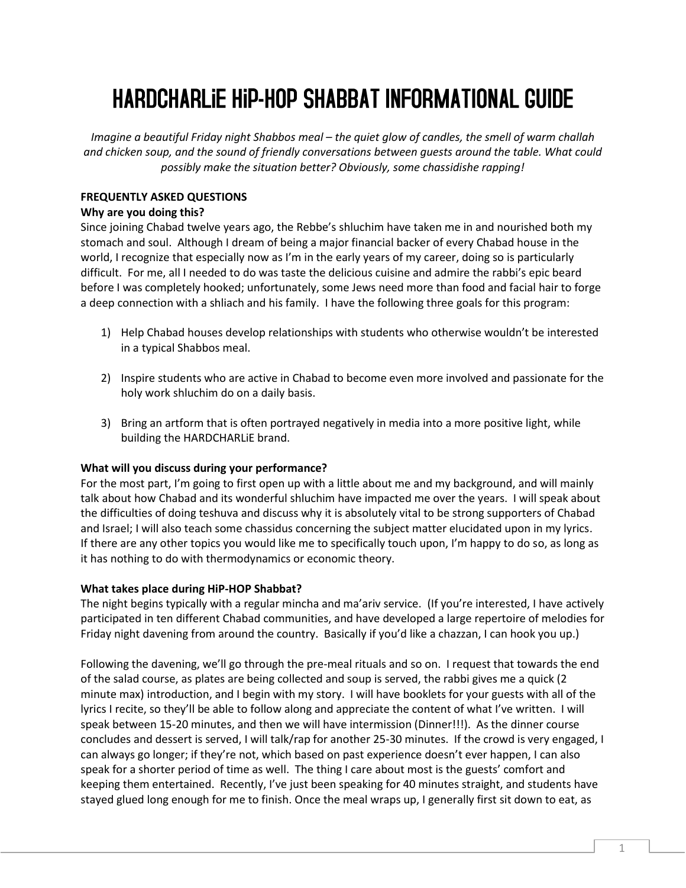# HARDCHARLiE HiP-HOP SHABBAT INFORMATIONAL GUIDE

*Imagine a beautiful Friday night Shabbos meal – the quiet glow of candles, the smell of warm challah and chicken soup, and the sound of friendly conversations between guests around the table. What could possibly make the situation better? Obviously, some chassidishe rapping!*

**FREQUENTLY ASKED QUESTIONS**

**Why are you doing this?**

Since joining Chabad twelve years ago, the Rebbe's shluchim have taken me in and nourished both my stomach and soul. Although I dream of being a major financial backer of every Chabad house in the world, I recognize that especially now as I'm in the early years of my career, doing so is particularly difficult. For me, all I needed to do was taste the delicious cuisine and admire the rabbi's epic beard before I was completely hooked; unfortunately, some Jews need more than food and facial hair to forge a deep connection with a shliach and his family. I have the following three goals for this program:

1) Help Chabad houses develop relationships with students who otherwise wouldn't be interested in a typical Shabbos meal.

2) Inspire students who are active in Chabad to become even more involved and passionate for the holy work shluchim do on a daily basis.

3) Bring an artform that is often portrayed negatively in media into a more positive light, while building the HARDCHARLiE brand.

**What will you discuss during your performance?**

For the most part, I'm going to first open up with a little about me and my background, and will mainly talk about how Chabad and its wonderful shluchim have impacted me over the years. I will speak about the difficulties of doing teshuva and discuss why it is absolutely vital to be strong supporters of Chabad and Israel; I will also teach some chassidus concerning the subject matter elucidated upon in my lyrics. If there are any other topics you would like me to specifically touch upon, I'm happy to do so, as long as it has nothing to do with thermodynamics or economic theory.

**What takes place during HiP-HOP Shabbat?**

The night begins typically with a regular mincha and ma'ariv service. (If you're interested, I have actively participated in ten different Chabad communities, and have developed a large repertoire of melodies for Friday night davening from around the country. Basically if you'd like a chazzan, I can hook you up.)

Following the davening, we'll go through the pre-meal rituals and so on. I request that towards the end of the salad course, as plates are being collected and soup is served, the rabbi gives me a quick (2 minute max) introduction, and I begin with my story. I will have booklets for your guests with all of the lyrics I recite, so they'll be able to follow along and appreciate the content of what I've written. I will speak between 15-20 minutes, and then we will have intermission (Dinner!!!). As the dinner course concludes and dessert is served, I will talk/rap for another 25-30 minutes. If the crowd is very engaged, I can always go longer; if they're not, which based on past experience doesn't ever happen, I can also speak for a shorter period of time as well. The thing I care about most is the guests' comfort and keeping them entertained. Recently, I've just been speaking for 40 minutes straight, and students have stayed glued long enough for me to finish. Once the meal wraps up, I generally first sit down to eat, as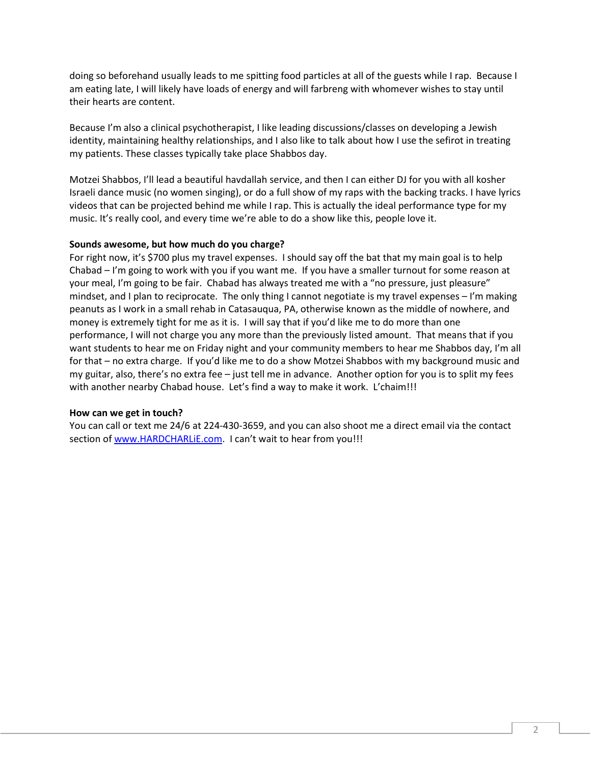doing so beforehand usually leads to me spitting food particles at all of the guests while I rap. Because I am eating late, I will likely have loads of energy and will farbreng with whomever wishes to stay until their hearts are content.

Because I'm also a clinical psychotherapist, I like leading discussions/classes on developing a Jewish identity, maintaining healthy relationships, and I also like to talk about how I use the sefirot in treating my patients. These classes typically take place Shabbos day.

Motzei Shabbos, I'll lead a beautiful havdallah service, and then I can either DJ for you with all kosher Israeli dance music (no women singing), or do a full show of my raps with the backing tracks. I have lyrics videos that can be projected behind me while I rap. This is actually the ideal performance type for my music. It's really cool, and every time we're able to do a show like this, people love it.

**Sounds awesome, but how much do you charge?**

For right now, it's $700 plus my travel expenses. I should say off the bat that my main goal is to help Chabad – I'm going to work with you if you want me. If you have a smaller turnout for some reason at your meal, I'm going to be fair. Chabad has always treated me with a "no pressure, just pleasure" mindset, and I plan to reciprocate. The only thing I cannot negotiate is my travel expenses – I'm making peanuts as I work in a small rehab in Catasauqua, PA, otherwise known as the middle of nowhere, and money is extremely tight for me as it is. I will say that if you'd like me to do more than one performance, I will not charge you any more than the previously listed amount. That means that if you want students to hear me on Friday night and your community members to hear me Shabbos day, I'm all for that – no extra charge. If you'd like me to do a show Motzei Shabbos with my background music and my guitar, also, there's no extra fee – just tell me in advance. Another option for you is to split my fees with another nearby Chabad house. Let's find a way to make it work. L'chaim!!!

**How can we get in touch?**

You can call or text me 24/6 at 224-430-3659, and you can also shoot me a direct email via the contact section of [www.HARDCHARLiE.com](http://www.HARDCHARLiE.com). I can't wait to hear from you!!!